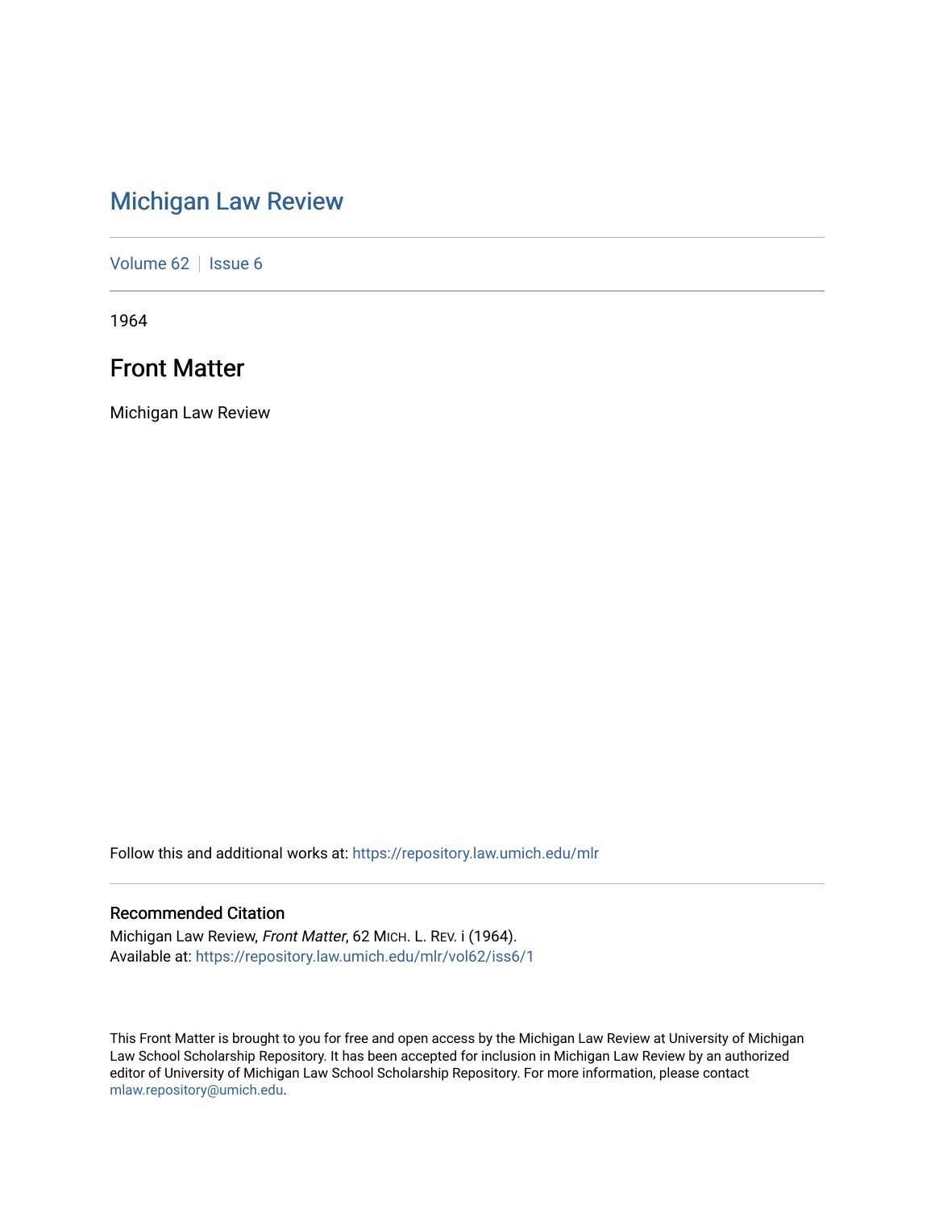# Michigan Law Review

Volume 62 | Issue 6

1964

## Front Matter

Michigan Law Review

Follow this and additional works at: https://repository.law.umich.edu/mlr

### Recommended Citation

Michigan Law Review, *Front Matter*, 62 MICH. L. REV. i (1964).
Available at: https://repository.law.umich.edu/mlr/vol62/iss6/1

This Front Matter is brought to you for free and open access by the Michigan Law Review at University of Michigan Law School Scholarship Repository. It has been accepted for inclusion in Michigan Law Review by an authorized editor of University of Michigan Law School Scholarship Repository. For more information, please contact mlaw.repository@umich.edu.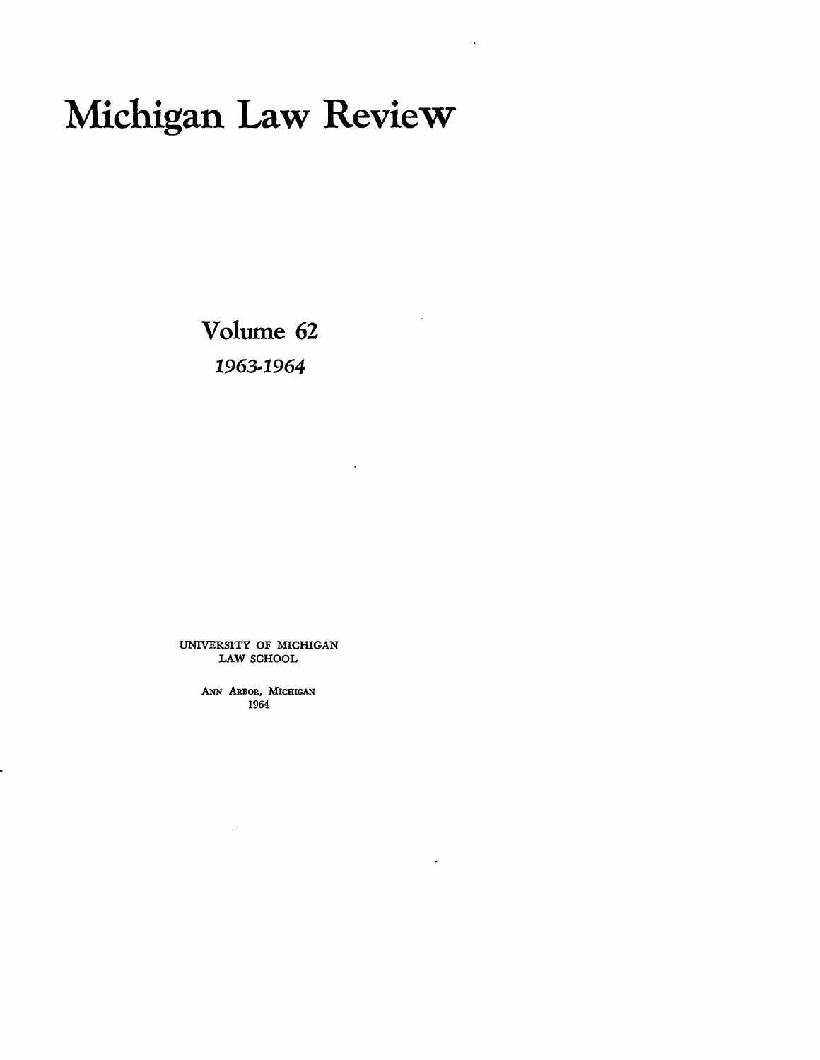# Michigan Law Review

## Volume 62

*1963-1964*

UNIVERSITY OF MICHIGAN
LAW SCHOOL

ANN ARBOR, MICHIGAN
1964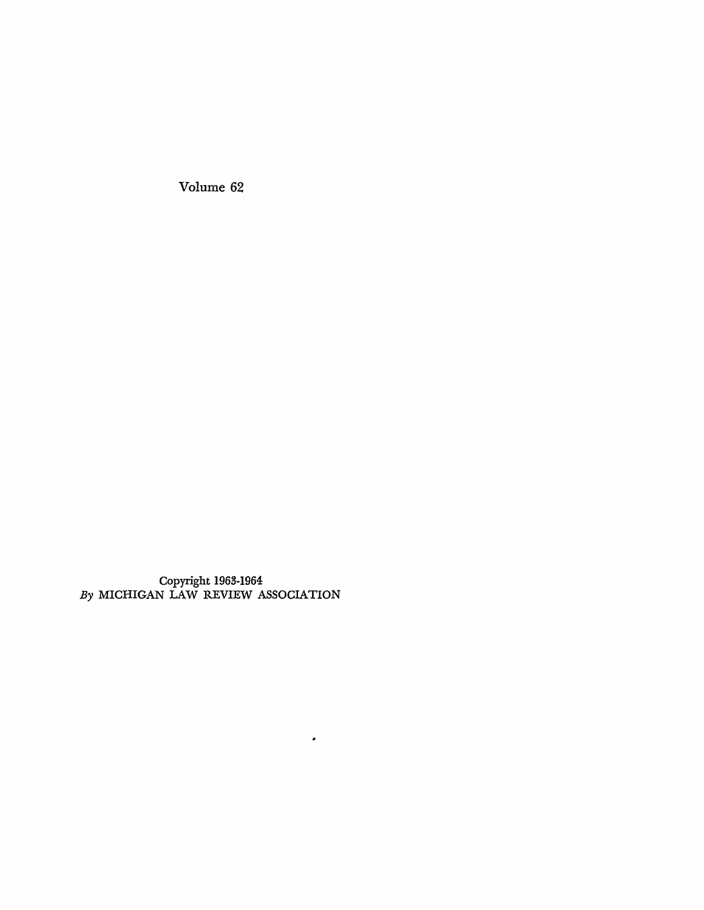Volume 62

Copyright 1963-1964
*By* MICHIGAN LAW REVIEW ASSOCIATION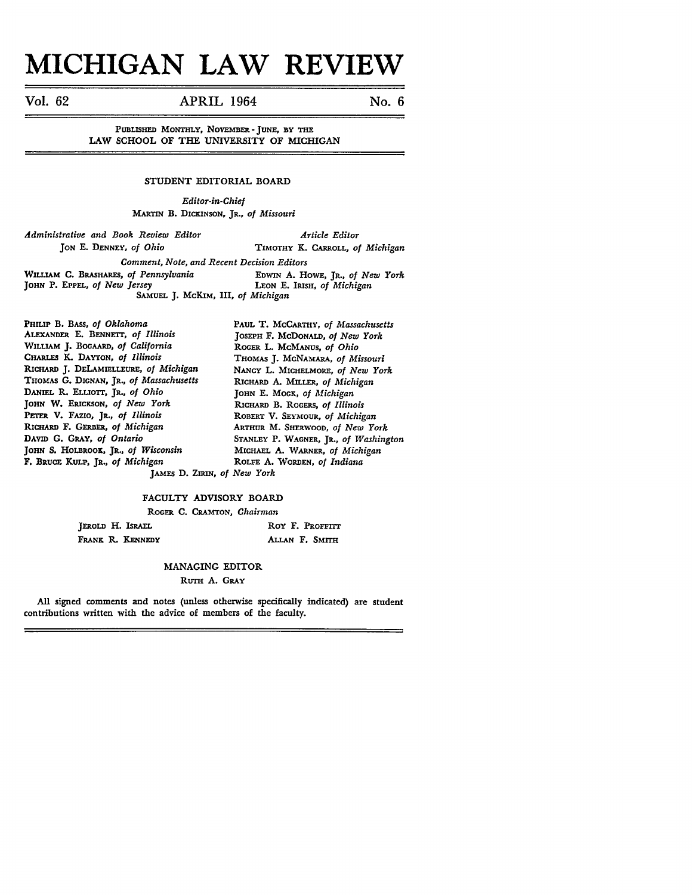# MICHIGAN LAW REVIEW

Vol. 62 APRIL 1964 No. 6

PUBLISHED MONTHLY, NOVEMBER - JUNE, BY THE
LAW SCHOOL OF THE UNIVERSITY OF MICHIGAN

## STUDENT EDITORIAL BOARD

*Editor-in-Chief*
MARTIN B. DICKINSON, JR., *of Missouri*

*Administrative and Book Review Editor*
JON E. DENNEY, *of Ohio*

*Article Editor*
TIMOTHY K. CARROLL, *of Michigan*

*Comment, Note, and Recent Decision Editors*
WILLIAM C. BRASHARES, *of Pennsylvania*
EDWIN A. HOWE, JR., *of New York*
JOHN P. EPPEL, *of New Jersey*
LEON E. IRISH, *of Michigan*
SAMUEL J. MCKIM, III, *of Michigan*

PHILIP B. BASS, *of Oklahoma*
ALEXANDER E. BENNETT, *of Illinois*
WILLIAM J. BOGAARD, *of California*
CHARLES K. DAYTON, *of Illinois*
RICHARD J. DELAMIELLEURE, *of Michigan*
THOMAS G. DIGNAN, JR., *of Massachusetts*
DANIEL R. ELLIOTT, JR., *of Ohio*
JOHN W. ERICKSON, *of New York*
PETER V. FAZIO, JR., *of Illinois*
RICHARD F. GERBER, *of Michigan*
DAVID G. GRAY, *of Ontario*
JOHN S. HOLBROOK, JR., *of Wisconsin*
F. BRUCE KULP, JR., *of Michigan*
PAUL T. MCCARTHY, *of Massachusetts*
JOSEPH F. MCDONALD, *of New York*
ROGER L. MCMANUS, *of Ohio*
THOMAS J. MCNAMARA, *of Missouri*
NANCY L. MICHELMORE, *of New York*
RICHARD A. MILLER, *of Michigan*
JOHN E. MOGK, *of Michigan*
RICHARD B. ROGERS, *of Illinois*
ROBERT V. SEYMOUR, *of Michigan*
ARTHUR M. SHERWOOD, *of New York*
STANLEY P. WAGNER, JR., *of Washington*
MICHAEL A. WARNER, *of Michigan*
ROLFE A. WORDEN, *of Indiana*
JAMES D. ZIRIN, *of New York*

## FACULTY ADVISORY BOARD

ROGER C. CRAMTON, *Chairman*

JEROLD H. ISRAEL
FRANK R. KENNEDY
ROY F. PROFFITT
ALLAN F. SMITH

## MANAGING EDITOR

RUTH A. GRAY

All signed comments and notes (unless otherwise specifically indicated) are student contributions written with the advice of members of the faculty.